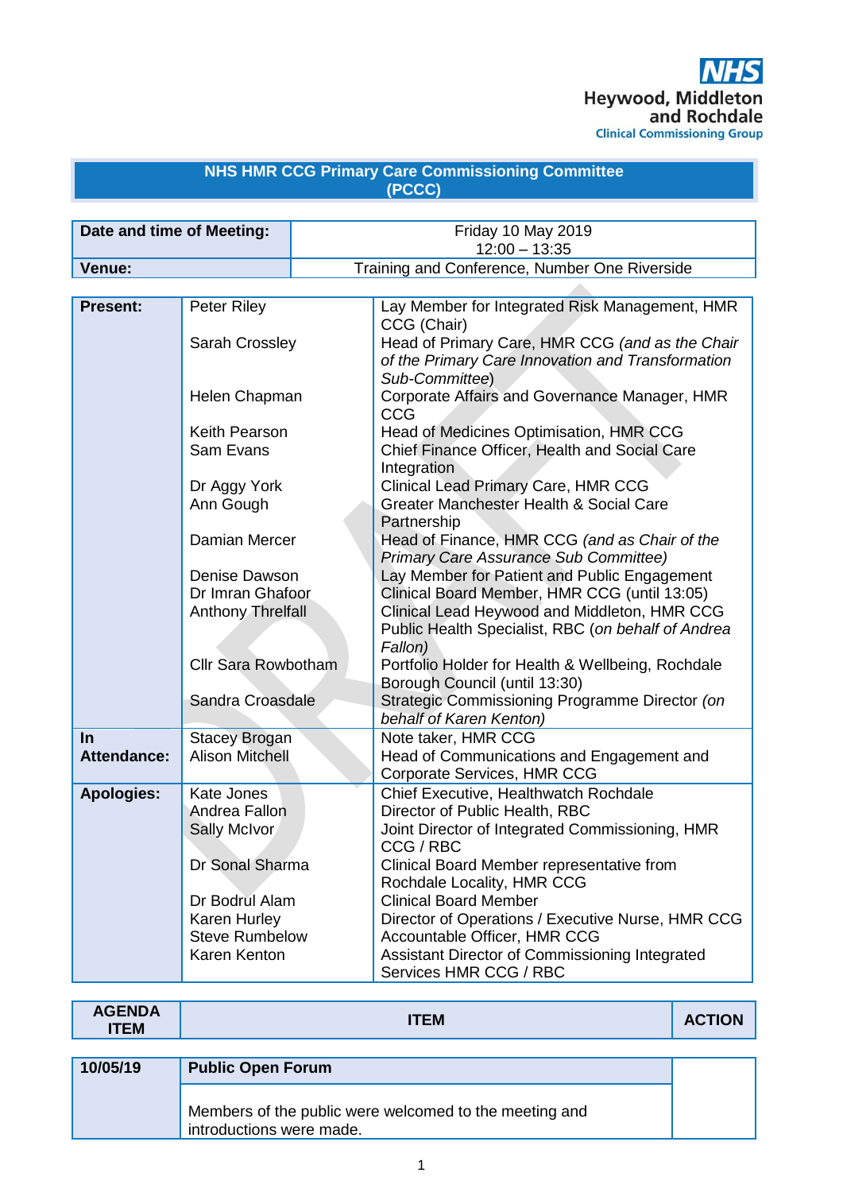NHS
Heywood, Middleton and Rochdale
Clinical Commissioning Group

# NHS HMR CCG Primary Care Commissioning Committee (PCCC)

| | |
|---|---|
| **Date and time of Meeting:** | Friday 10 May 2019<br>12:00 – 13:35 |
| **Venue:** | Training and Conference, Number One Riverside |

| | | |
|---|---|---|
| **Present:** | Peter Riley | Lay Member for Integrated Risk Management, HMR CCG (Chair) |
| | Sarah Crossley | Head of Primary Care, HMR CCG *(and as the Chair of the Primary Care Innovation and Transformation Sub-Committee*) |
| | Helen Chapman | Corporate Affairs and Governance Manager, HMR CCG |
| | Keith Pearson | Head of Medicines Optimisation, HMR CCG |
| | Sam Evans | Chief Finance Officer, Health and Social Care Integration |
| | Dr Aggy York | Clinical Lead Primary Care, HMR CCG |
| | Ann Gough | Greater Manchester Health & Social Care Partnership |
| | Damian Mercer | Head of Finance, HMR CCG *(and as Chair of the Primary Care Assurance Sub Committee)* |
| | Denise Dawson | Lay Member for Patient and Public Engagement |
| | Dr Imran Ghafoor | Clinical Board Member, HMR CCG (until 13:05) |
| | Anthony Threlfall | Clinical Lead Heywood and Middleton, HMR CCG |
| | | Public Health Specialist, RBC (*on behalf of Andrea Fallon)* |
| | Cllr Sara Rowbotham | Portfolio Holder for Health & Wellbeing, Rochdale Borough Council (until 13:30) |
| | Sandra Croasdale | Strategic Commissioning Programme Director *(on behalf of Karen Kenton)* |
| **In Attendance:** | Stacey Brogan | Note taker, HMR CCG |
| | Alison Mitchell | Head of Communications and Engagement and Corporate Services, HMR CCG |
| **Apologies:** | Kate Jones | Chief Executive, Healthwatch Rochdale |
| | Andrea Fallon | Director of Public Health, RBC |
| | Sally McIvor | Joint Director of Integrated Commissioning, HMR CCG / RBC |
| | Dr Sonal Sharma | Clinical Board Member representative from Rochdale Locality, HMR CCG |
| | Dr Bodrul Alam | Clinical Board Member |
| | Karen Hurley | Director of Operations / Executive Nurse, HMR CCG |
| | Steve Rumbelow | Accountable Officer, HMR CCG |
| | Karen Kenton | Assistant Director of Commissioning Integrated Services HMR CCG / RBC |

| AGENDA ITEM | ITEM | ACTION |
|---|---|---|
| 10/05/19 | **Public Open Forum**<br><br>Members of the public were welcomed to the meeting and introductions were made. | |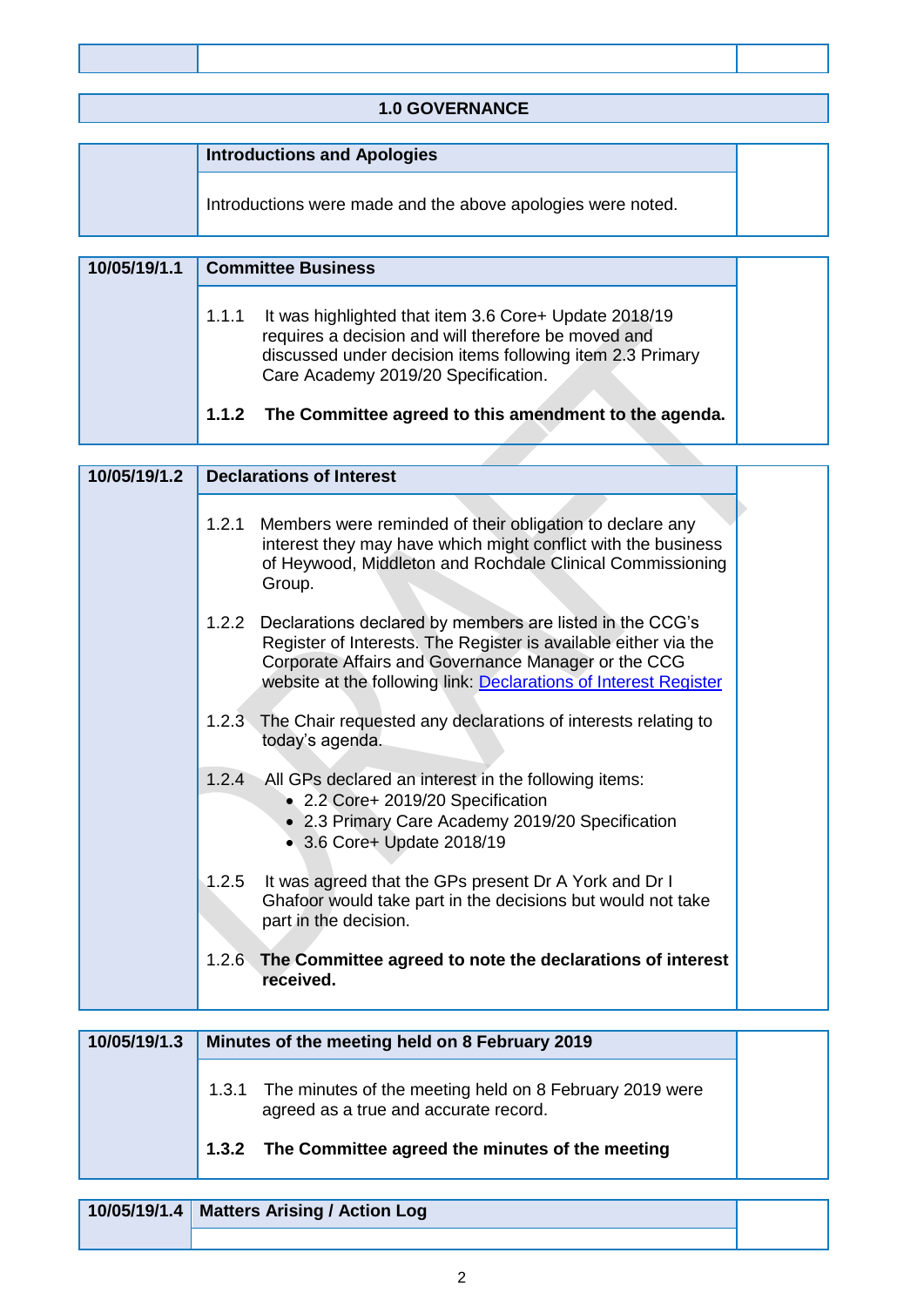## 1.0 GOVERNANCE

| | **Introductions and Apologies** | |
|---|---|---|
| | Introductions were made and the above apologies were noted. | |

| **10/05/19/1.1** | **Committee Business** | |
|---|---|---|
| | 1.1.1 It was highlighted that item 3.6 Core+ Update 2018/19 requires a decision and will therefore be moved and discussed under decision items following item 2.3 Primary Care Academy 2019/20 Specification. | |
| | **1.1.2 The Committee agreed to this amendment to the agenda.** | |

| **10/05/19/1.2** | **Declarations of Interest** | |
|---|---|---|
| | 1.2.1 Members were reminded of their obligation to declare any interest they may have which might conflict with the business of Heywood, Middleton and Rochdale Clinical Commissioning Group. | |
| | 1.2.2 Declarations declared by members are listed in the CCG's Register of Interests. The Register is available either via the Corporate Affairs and Governance Manager or the CCG website at the following link: [Declarations of Interest Register]() | |
| | 1.2.3 The Chair requested any declarations of interests relating to today's agenda. | |
| | 1.2.4 All GPs declared an interest in the following items:<br>• 2.2 Core+ 2019/20 Specification<br>• 2.3 Primary Care Academy 2019/20 Specification<br>• 3.6 Core+ Update 2018/19 | |
| | 1.2.5 It was agreed that the GPs present Dr A York and Dr I Ghafoor would take part in the decisions but would not take part in the decision. | |
| | **1.2.6 The Committee agreed to note the declarations of interest received.** | |

| **10/05/19/1.3** | **Minutes of the meeting held on 8 February 2019** | |
|---|---|---|
| | 1.3.1 The minutes of the meeting held on 8 February 2019 were agreed as a true and accurate record. | |
| | **1.3.2 The Committee agreed the minutes of the meeting** | |

| **10/05/19/1.4** | **Matters Arising / Action Log** | |
|---|---|---|
| | | |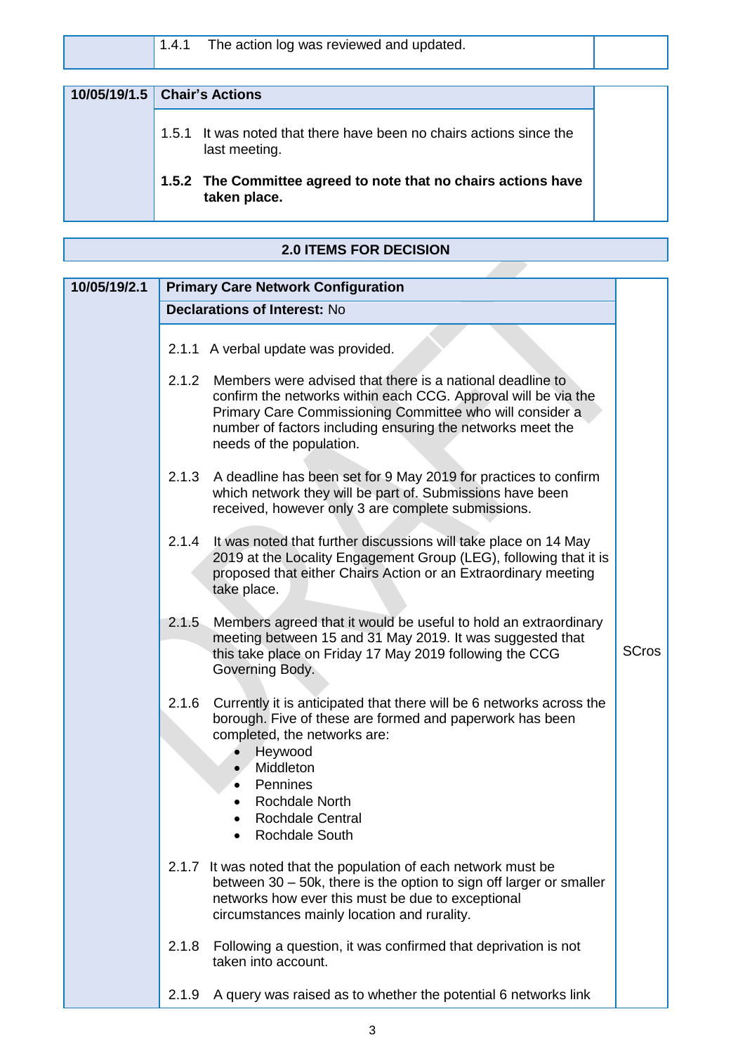| | | |
|---|---|---|
| | 1.4.1 The action log was reviewed and updated. | |

| 10/05/19/1.5 | Chair's Actions | |
|---|---|---|
| | 1.5.1 It was noted that there have been no chairs actions since the last meeting.<br><br>**1.5.2 The Committee agreed to note that no chairs actions have taken place.** | |

## 2.0 ITEMS FOR DECISION

| 10/05/19/2.1 | Primary Care Network Configuration | |
|---|---|---|
| | **Declarations of Interest:** No | |
| | 2.1.1 A verbal update was provided.<br><br>2.1.2 Members were advised that there is a national deadline to confirm the networks within each CCG. Approval will be via the Primary Care Commissioning Committee who will consider a number of factors including ensuring the networks meet the needs of the population.<br><br>2.1.3 A deadline has been set for 9 May 2019 for practices to confirm which network they will be part of. Submissions have been received, however only 3 are complete submissions.<br><br>2.1.4 It was noted that further discussions will take place on 14 May 2019 at the Locality Engagement Group (LEG), following that it is proposed that either Chairs Action or an Extraordinary meeting take place. | |
| | 2.1.5 Members agreed that it would be useful to hold an extraordinary meeting between 15 and 31 May 2019. It was suggested that this take place on Friday 17 May 2019 following the CCG Governing Body. | SCros |
| | 2.1.6 Currently it is anticipated that there will be 6 networks across the borough. Five of these are formed and paperwork has been completed, the networks are:<br>• Heywood<br>• Middleton<br>• Pennines<br>• Rochdale North<br>• Rochdale Central<br>• Rochdale South<br><br>2.1.7 It was noted that the population of each network must be between 30 – 50k, there is the option to sign off larger or smaller networks how ever this must be due to exceptional circumstances mainly location and rurality.<br><br>2.1.8 Following a question, it was confirmed that deprivation is not taken into account.<br><br>2.1.9 A query was raised as to whether the potential 6 networks link | |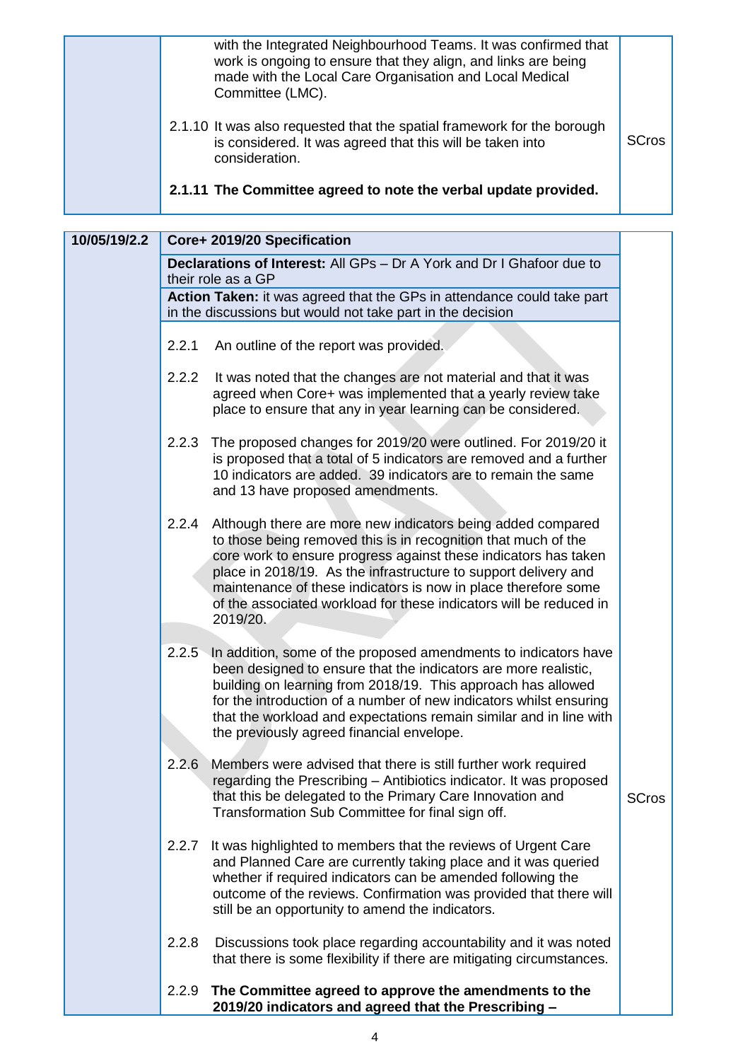| | | |
|---|---|---|
| | with the Integrated Neighbourhood Teams. It was confirmed that work is ongoing to ensure that they align, and links are being made with the Local Care Organisation and Local Medical Committee (LMC). | |
| | 2.1.10 It was also requested that the spatial framework for the borough is considered. It was agreed that this will be taken into consideration. | SCros |
| | **2.1.11 The Committee agreed to note the verbal update provided.** | |

| | | |
|---|---|---|
| **10/05/19/2.2** | **Core+ 2019/20 Specification** | |
| | **Declarations of Interest:** All GPs – Dr A York and Dr I Ghafoor due to their role as a GP | |
| | **Action Taken:** it was agreed that the GPs in attendance could take part in the discussions but would not take part in the decision | |
| | 2.2.1 An outline of the report was provided. | |
| | 2.2.2 It was noted that the changes are not material and that it was agreed when Core+ was implemented that a yearly review take place to ensure that any in year learning can be considered. | |
| | 2.2.3 The proposed changes for 2019/20 were outlined. For 2019/20 it is proposed that a total of 5 indicators are removed and a further 10 indicators are added. 39 indicators are to remain the same and 13 have proposed amendments. | |
| | 2.2.4 Although there are more new indicators being added compared to those being removed this is in recognition that much of the core work to ensure progress against these indicators has taken place in 2018/19. As the infrastructure to support delivery and maintenance of these indicators is now in place therefore some of the associated workload for these indicators will be reduced in 2019/20. | |
| | 2.2.5 In addition, some of the proposed amendments to indicators have been designed to ensure that the indicators are more realistic, building on learning from 2018/19. This approach has allowed for the introduction of a number of new indicators whilst ensuring that the workload and expectations remain similar and in line with the previously agreed financial envelope. | |
| | 2.2.6 Members were advised that there is still further work required regarding the Prescribing – Antibiotics indicator. It was proposed that this be delegated to the Primary Care Innovation and Transformation Sub Committee for final sign off. | SCros |
| | 2.2.7 It was highlighted to members that the reviews of Urgent Care and Planned Care are currently taking place and it was queried whether if required indicators can be amended following the outcome of the reviews. Confirmation was provided that there will still be an opportunity to amend the indicators. | |
| | 2.2.8 Discussions took place regarding accountability and it was noted that there is some flexibility if there are mitigating circumstances. | |
| | 2.2.9 **The Committee agreed to approve the amendments to the 2019/20 indicators and agreed that the Prescribing –** | |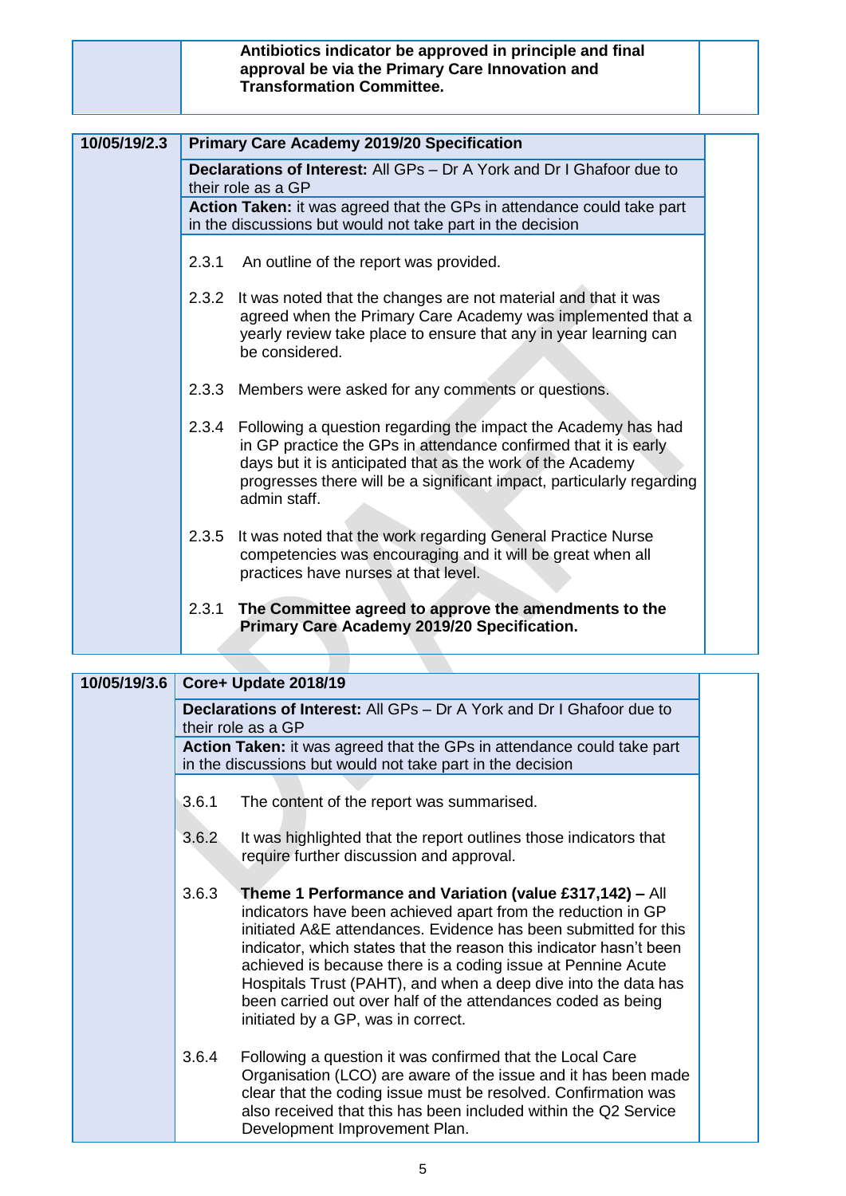| | | |
|---|---|---|
| | **Antibiotics indicator be approved in principle and final approval be via the Primary Care Innovation and Transformation Committee.** | |

| 10/05/19/2.3 | Primary Care Academy 2019/20 Specification | |
|---|---|---|
| | **Declarations of Interest:** All GPs – Dr A York and Dr I Ghafoor due to their role as a GP | |
| | **Action Taken:** it was agreed that the GPs in attendance could take part in the discussions but would not take part in the decision | |
| | 2.3.1 An outline of the report was provided.<br><br>2.3.2 It was noted that the changes are not material and that it was agreed when the Primary Care Academy was implemented that a yearly review take place to ensure that any in year learning can be considered.<br><br>2.3.3 Members were asked for any comments or questions.<br><br>2.3.4 Following a question regarding the impact the Academy has had in GP practice the GPs in attendance confirmed that it is early days but it is anticipated that as the work of the Academy progresses there will be a significant impact, particularly regarding admin staff.<br><br>2.3.5 It was noted that the work regarding General Practice Nurse competencies was encouraging and it will be great when all practices have nurses at that level.<br><br>2.3.1 **The Committee agreed to approve the amendments to the Primary Care Academy 2019/20 Specification.** | |

| 10/05/19/3.6 | Core+ Update 2018/19 | |
|---|---|---|
| | **Declarations of Interest:** All GPs – Dr A York and Dr I Ghafoor due to their role as a GP | |
| | **Action Taken:** it was agreed that the GPs in attendance could take part in the discussions but would not take part in the decision | |
| | 3.6.1 The content of the report was summarised.<br><br>3.6.2 It was highlighted that the report outlines those indicators that require further discussion and approval.<br><br>3.6.3 **Theme 1 Performance and Variation (value £317,142) –** All indicators have been achieved apart from the reduction in GP initiated A&E attendances. Evidence has been submitted for this indicator, which states that the reason this indicator hasn't been achieved is because there is a coding issue at Pennine Acute Hospitals Trust (PAHT), and when a deep dive into the data has been carried out over half of the attendances coded as being initiated by a GP, was in correct.<br><br>3.6.4 Following a question it was confirmed that the Local Care Organisation (LCO) are aware of the issue and it has been made clear that the coding issue must be resolved. Confirmation was also received that this has been included within the Q2 Service Development Improvement Plan. | |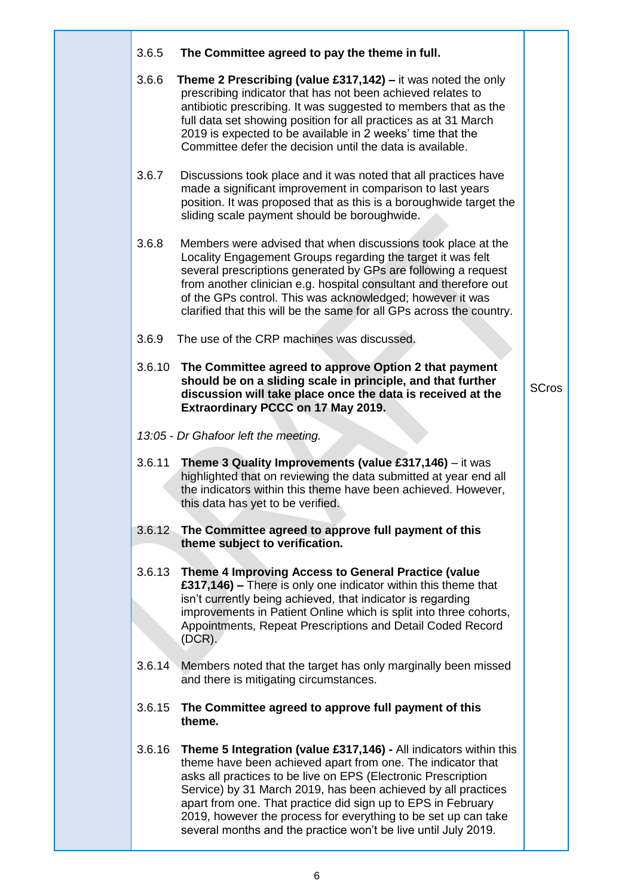| | | |
|---|---|---|
| | 3.6.5 **The Committee agreed to pay the theme in full.** | |
| | 3.6.6 **Theme 2 Prescribing (value £317,142) –** it was noted the only prescribing indicator that has not been achieved relates to antibiotic prescribing. It was suggested to members that as the full data set showing position for all practices as at 31 March 2019 is expected to be available in 2 weeks' time that the Committee defer the decision until the data is available. | |
| | 3.6.7 Discussions took place and it was noted that all practices have made a significant improvement in comparison to last years position. It was proposed that as this is a boroughwide target the sliding scale payment should be boroughwide. | |
| | 3.6.8 Members were advised that when discussions took place at the Locality Engagement Groups regarding the target it was felt several prescriptions generated by GPs are following a request from another clinician e.g. hospital consultant and therefore out of the GPs control. This was acknowledged; however it was clarified that this will be the same for all GPs across the country. | |
| | 3.6.9 The use of the CRP machines was discussed. | |
| | 3.6.10 **The Committee agreed to approve Option 2 that payment should be on a sliding scale in principle, and that further discussion will take place once the data is received at the Extraordinary PCCC on 17 May 2019.** | SCros |
| | *13:05 - Dr Ghafoor left the meeting.* | |
| | 3.6.11 **Theme 3 Quality Improvements (value £317,146)** – it was highlighted that on reviewing the data submitted at year end all the indicators within this theme have been achieved. However, this data has yet to be verified. | |
| | 3.6.12 **The Committee agreed to approve full payment of this theme subject to verification.** | |
| | 3.6.13 **Theme 4 Improving Access to General Practice (value £317,146) –** There is only one indicator within this theme that isn't currently being achieved, that indicator is regarding improvements in Patient Online which is split into three cohorts, Appointments, Repeat Prescriptions and Detail Coded Record (DCR). | |
| | 3.6.14 Members noted that the target has only marginally been missed and there is mitigating circumstances. | |
| | 3.6.15 **The Committee agreed to approve full payment of this theme.** | |
| | 3.6.16 **Theme 5 Integration (value £317,146) -** All indicators within this theme have been achieved apart from one. The indicator that asks all practices to be live on EPS (Electronic Prescription Service) by 31 March 2019, has been achieved by all practices apart from one. That practice did sign up to EPS in February 2019, however the process for everything to be set up can take several months and the practice won't be live until July 2019. | |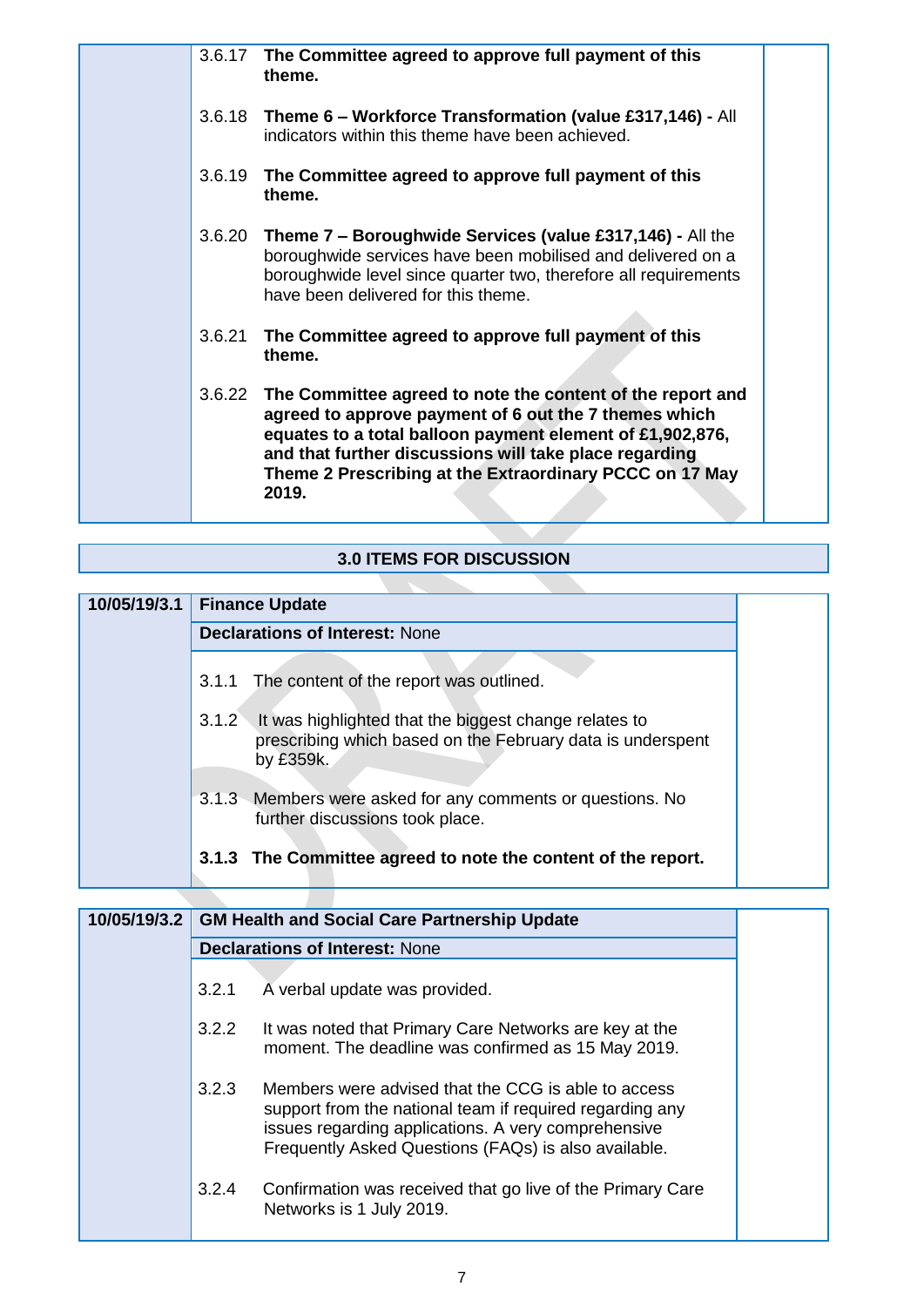| | | |
|---|---|---|
| | 3.6.17 **The Committee agreed to approve full payment of this theme.**<br><br>3.6.18 **Theme 6 – Workforce Transformation (value £317,146) -** All indicators within this theme have been achieved.<br><br>3.6.19 **The Committee agreed to approve full payment of this theme.**<br><br>3.6.20 **Theme 7 – Boroughwide Services (value £317,146) -** All the boroughwide services have been mobilised and delivered on a boroughwide level since quarter two, therefore all requirements have been delivered for this theme.<br><br>3.6.21 **The Committee agreed to approve full payment of this theme.**<br><br>3.6.22 **The Committee agreed to note the content of the report and agreed to approve payment of 6 out the 7 themes which equates to a total balloon payment element of £1,902,876, and that further discussions will take place regarding Theme 2 Prescribing at the Extraordinary PCCC on 17 May 2019.** | |

**3.0 ITEMS FOR DISCUSSION**

| | | |
|---|---|---|
| **10/05/19/3.1** | **Finance Update** | |
| | **Declarations of Interest:** None | |
| | 3.1.1 The content of the report was outlined.<br><br>3.1.2 It was highlighted that the biggest change relates to prescribing which based on the February data is underspent by £359k.<br><br>3.1.3 Members were asked for any comments or questions. No further discussions took place.<br><br>**3.1.3 The Committee agreed to note the content of the report.** | |

| | | |
|---|---|---|
| **10/05/19/3.2** | **GM Health and Social Care Partnership Update** | |
| | **Declarations of Interest:** None | |
| | 3.2.1 A verbal update was provided.<br><br>3.2.2 It was noted that Primary Care Networks are key at the moment. The deadline was confirmed as 15 May 2019.<br><br>3.2.3 Members were advised that the CCG is able to access support from the national team if required regarding any issues regarding applications. A very comprehensive Frequently Asked Questions (FAQs) is also available.<br><br>3.2.4 Confirmation was received that go live of the Primary Care Networks is 1 July 2019. | |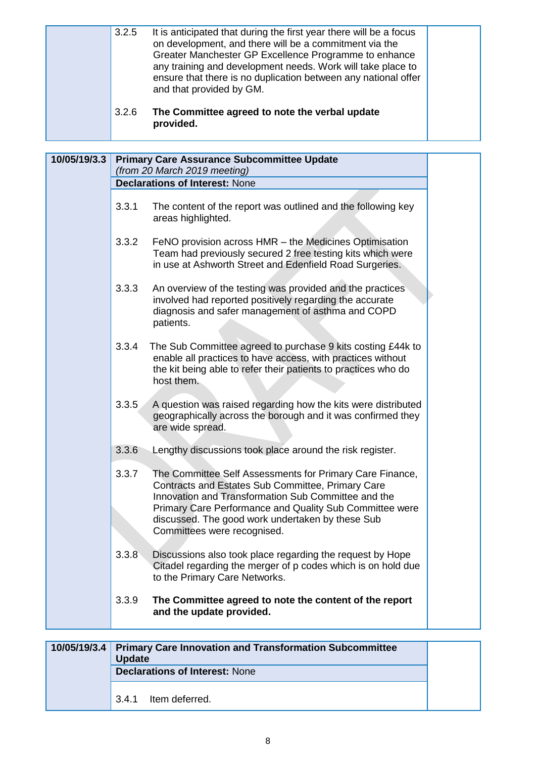| | | |
|---|---|---|
| | 3.2.5 It is anticipated that during the first year there will be a focus on development, and there will be a commitment via the Greater Manchester GP Excellence Programme to enhance any training and development needs. Work will take place to ensure that there is no duplication between any national offer and that provided by GM.<br><br>3.2.6 **The Committee agreed to note the verbal update provided.** | |

| | | |
|---|---|---|
| **10/05/19/3.3** | **Primary Care Assurance Subcommittee Update**<br>*(from 20 March 2019 meeting)* | |
| | **Declarations of Interest:** None | |
| | 3.3.1 The content of the report was outlined and the following key areas highlighted.<br><br>3.3.2 FeNO provision across HMR – the Medicines Optimisation Team had previously secured 2 free testing kits which were in use at Ashworth Street and Edenfield Road Surgeries.<br><br>3.3.3 An overview of the testing was provided and the practices involved had reported positively regarding the accurate diagnosis and safer management of asthma and COPD patients.<br><br>3.3.4 The Sub Committee agreed to purchase 9 kits costing £44k to enable all practices to have access, with practices without the kit being able to refer their patients to practices who do host them.<br><br>3.3.5 A question was raised regarding how the kits were distributed geographically across the borough and it was confirmed they are wide spread.<br><br>3.3.6 Lengthy discussions took place around the risk register.<br><br>3.3.7 The Committee Self Assessments for Primary Care Finance, Contracts and Estates Sub Committee, Primary Care Innovation and Transformation Sub Committee and the Primary Care Performance and Quality Sub Committee were discussed. The good work undertaken by these Sub Committees were recognised.<br><br>3.3.8 Discussions also took place regarding the request by Hope Citadel regarding the merger of p codes which is on hold due to the Primary Care Networks.<br><br>3.3.9 **The Committee agreed to note the content of the report and the update provided.** | |

| | | |
|---|---|---|
| **10/05/19/3.4** | **Primary Care Innovation and Transformation Subcommittee Update** | |
| | **Declarations of Interest:** None | |
| | 3.4.1 Item deferred. | |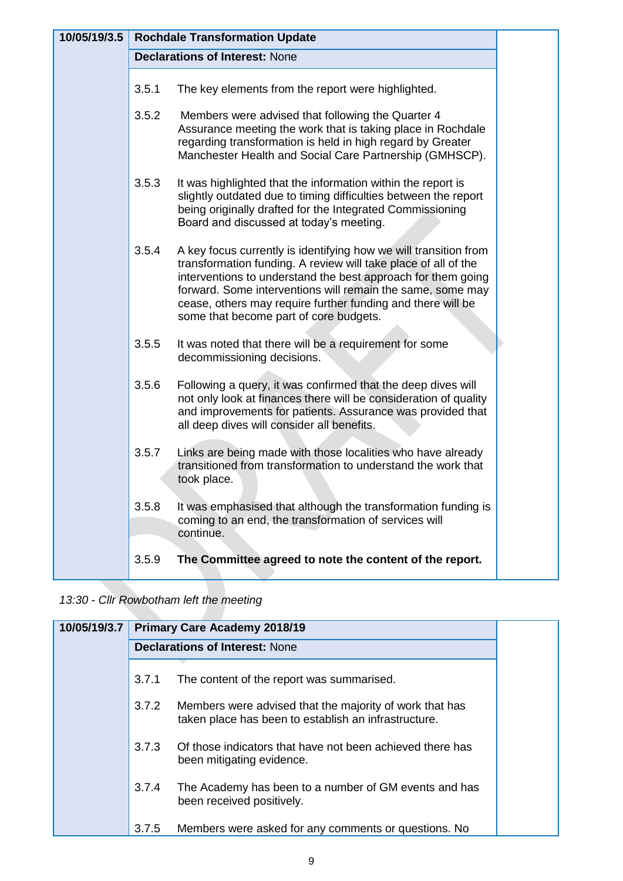| 10/05/19/3.5 | **Rochdale Transformation Update** | |
|---|---|---|
| | **Declarations of Interest:** None | |
| | 3.5.1 The key elements from the report were highlighted. | |
| | 3.5.2 Members were advised that following the Quarter 4 Assurance meeting the work that is taking place in Rochdale regarding transformation is held in high regard by Greater Manchester Health and Social Care Partnership (GMHSCP). | |
| | 3.5.3 It was highlighted that the information within the report is slightly outdated due to timing difficulties between the report being originally drafted for the Integrated Commissioning Board and discussed at today's meeting. | |
| | 3.5.4 A key focus currently is identifying how we will transition from transformation funding. A review will take place of all of the interventions to understand the best approach for them going forward. Some interventions will remain the same, some may cease, others may require further funding and there will be some that become part of core budgets. | |
| | 3.5.5 It was noted that there will be a requirement for some decommissioning decisions. | |
| | 3.5.6 Following a query, it was confirmed that the deep dives will not only look at finances there will be consideration of quality and improvements for patients. Assurance was provided that all deep dives will consider all benefits. | |
| | 3.5.7 Links are being made with those localities who have already transitioned from transformation to understand the work that took place. | |
| | 3.5.8 It was emphasised that although the transformation funding is coming to an end, the transformation of services will continue. | |
| | 3.5.9 **The Committee agreed to note the content of the report.** | |

*13:30 - Cllr Rowbotham left the meeting*

| 10/05/19/3.7 | **Primary Care Academy 2018/19** | |
|---|---|---|
| | **Declarations of Interest:** None | |
| | 3.7.1 The content of the report was summarised. | |
| | 3.7.2 Members were advised that the majority of work that has taken place has been to establish an infrastructure. | |
| | 3.7.3 Of those indicators that have not been achieved there has been mitigating evidence. | |
| | 3.7.4 The Academy has been to a number of GM events and has been received positively. | |
| | 3.7.5 Members were asked for any comments or questions. No | |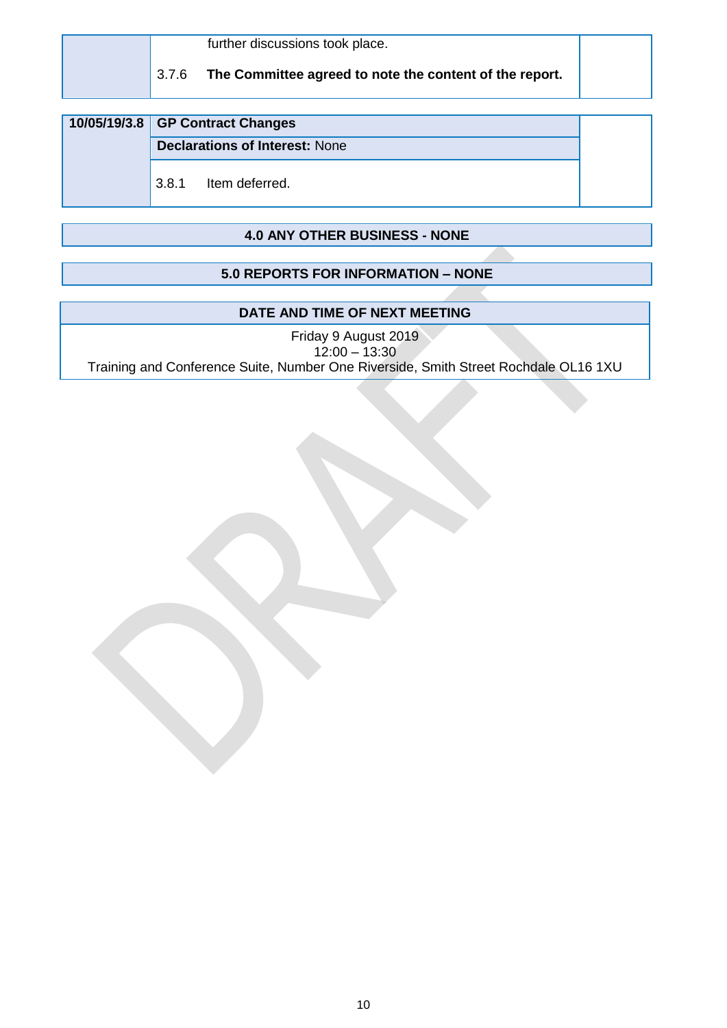| | | | |
|---|---|---|---|
| | | further discussions took place. | |
| | 3.7.6 | **The Committee agreed to note the content of the report.** | |

| | | | |
|---|---|---|---|
| **10/05/19/3.8** | **GP Contract Changes** | | |
| | **Declarations of Interest:** None | | |
| | 3.8.1 | Item deferred. | |

**4.0 ANY OTHER BUSINESS - NONE**

**5.0 REPORTS FOR INFORMATION – NONE**

**DATE AND TIME OF NEXT MEETING**

Friday 9 August 2019
12:00 – 13:30
Training and Conference Suite, Number One Riverside, Smith Street Rochdale OL16 1XU